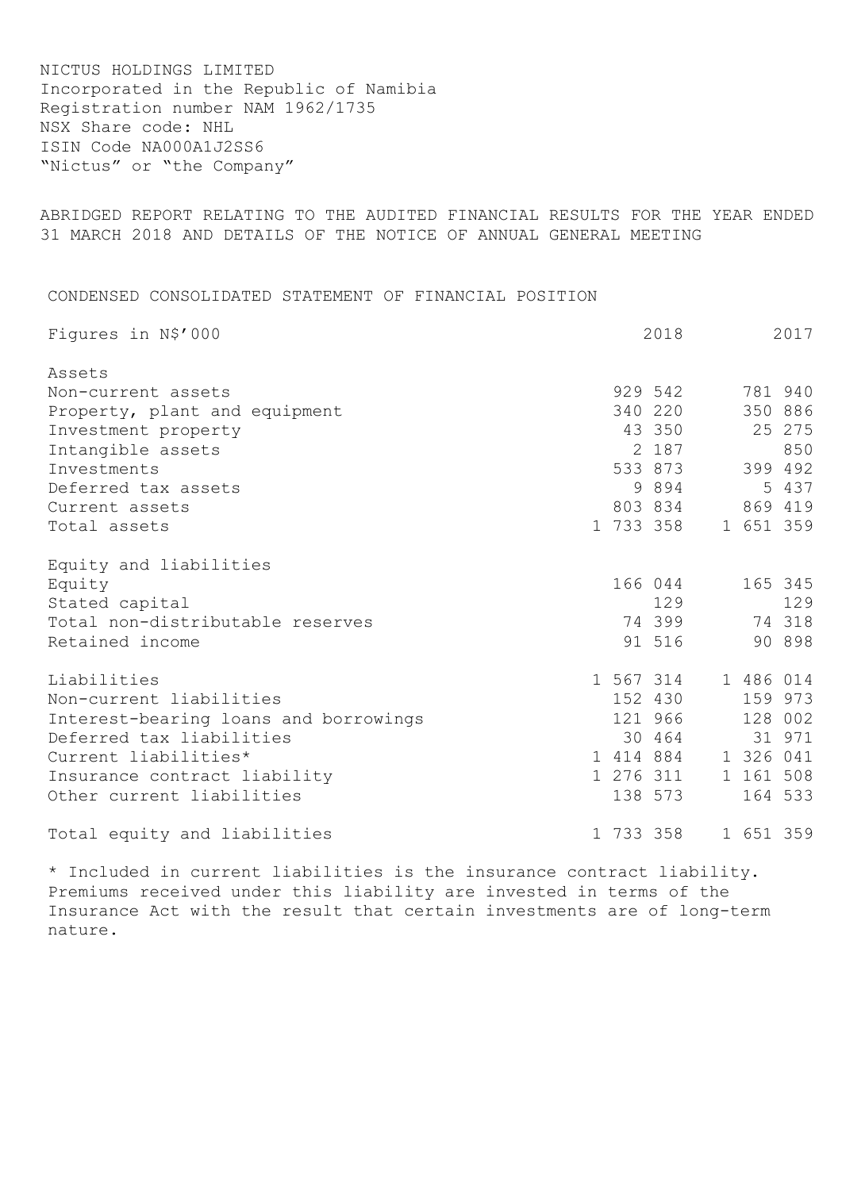NICTUS HOLDINGS LIMITED
Incorporated in the Republic of Namibia
Registration number NAM 1962/1735
NSX Share code: NHL
ISIN Code NA000A1J2SS6
"Nictus" or "the Company"

# ABRIDGED REPORT RELATING TO THE AUDITED FINANCIAL RESULTS FOR THE YEAR ENDED 31 MARCH 2018 AND DETAILS OF THE NOTICE OF ANNUAL GENERAL MEETING

## CONDENSED CONSOLIDATED STATEMENT OF FINANCIAL POSITION

| Figures in N$'000 | 2018 | 2017 |
|---|---|---|
| Assets | | |
| Non-current assets | 929 542 | 781 940 |
| Property, plant and equipment | 340 220 | 350 886 |
| Investment property | 43 350 | 25 275 |
| Intangible assets | 2 187 | 850 |
| Investments | 533 873 | 399 492 |
| Deferred tax assets | 9 894 | 5 437 |
| Current assets | 803 834 | 869 419 |
| Total assets | 1 733 358 | 1 651 359 |
| | | |
| Equity and liabilities | | |
| Equity | 166 044 | 165 345 |
| Stated capital | 129 | 129 |
| Total non-distributable reserves | 74 399 | 74 318 |
| Retained income | 91 516 | 90 898 |
| | | |
| Liabilities | 1 567 314 | 1 486 014 |
| Non-current liabilities | 152 430 | 159 973 |
| Interest-bearing loans and borrowings | 121 966 | 128 002 |
| Deferred tax liabilities | 30 464 | 31 971 |
| Current liabilities* | 1 414 884 | 1 326 041 |
| Insurance contract liability | 1 276 311 | 1 161 508 |
| Other current liabilities | 138 573 | 164 533 |
| | | |
| Total equity and liabilities | 1 733 358 | 1 651 359 |

* Included in current liabilities is the insurance contract liability. Premiums received under this liability are invested in terms of the Insurance Act with the result that certain investments are of long-term nature.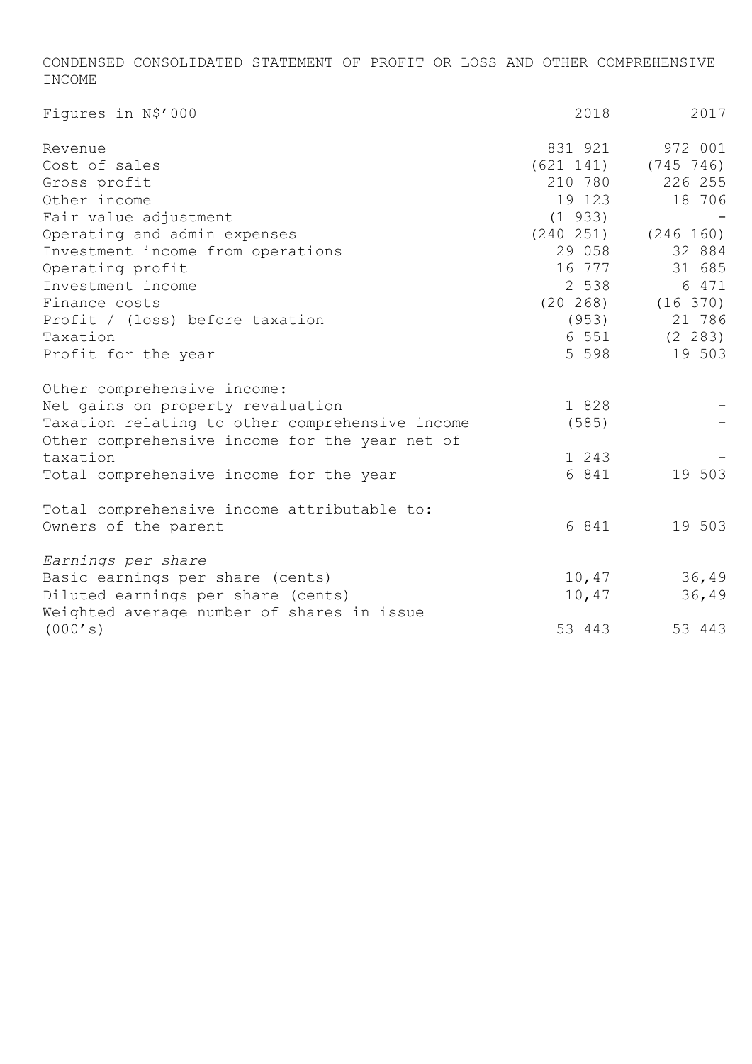# CONDENSED CONSOLIDATED STATEMENT OF PROFIT OR LOSS AND OTHER COMPREHENSIVE INCOME

| Figures in N$'000 | 2018 | 2017 |
| --- | --- | --- |
| Revenue | 831 921 | 972 001 |
| Cost of sales | (621 141) | (745 746) |
| Gross profit | 210 780 | 226 255 |
| Other income | 19 123 | 18 706 |
| Fair value adjustment | (1 933) | - |
| Operating and admin expenses | (240 251) | (246 160) |
| Investment income from operations | 29 058 | 32 884 |
| Operating profit | 16 777 | 31 685 |
| Investment income | 2 538 | 6 471 |
| Finance costs | (20 268) | (16 370) |
| Profit / (loss) before taxation | (953) | 21 786 |
| Taxation | 6 551 | (2 283) |
| Profit for the year | 5 598 | 19 503 |
| | | |
| Other comprehensive income: | | |
| Net gains on property revaluation | 1 828 | - |
| Taxation relating to other comprehensive income | (585) | - |
| Other comprehensive income for the year net of taxation | 1 243 | - |
| Total comprehensive income for the year | 6 841 | 19 503 |
| | | |
| Total comprehensive income attributable to: | | |
| Owners of the parent | 6 841 | 19 503 |
| | | |
| *Earnings per share* | | |
| Basic earnings per share (cents) | 10,47 | 36,49 |
| Diluted earnings per share (cents) | 10,47 | 36,49 |
| Weighted average number of shares in issue (000's) | 53 443 | 53 443 |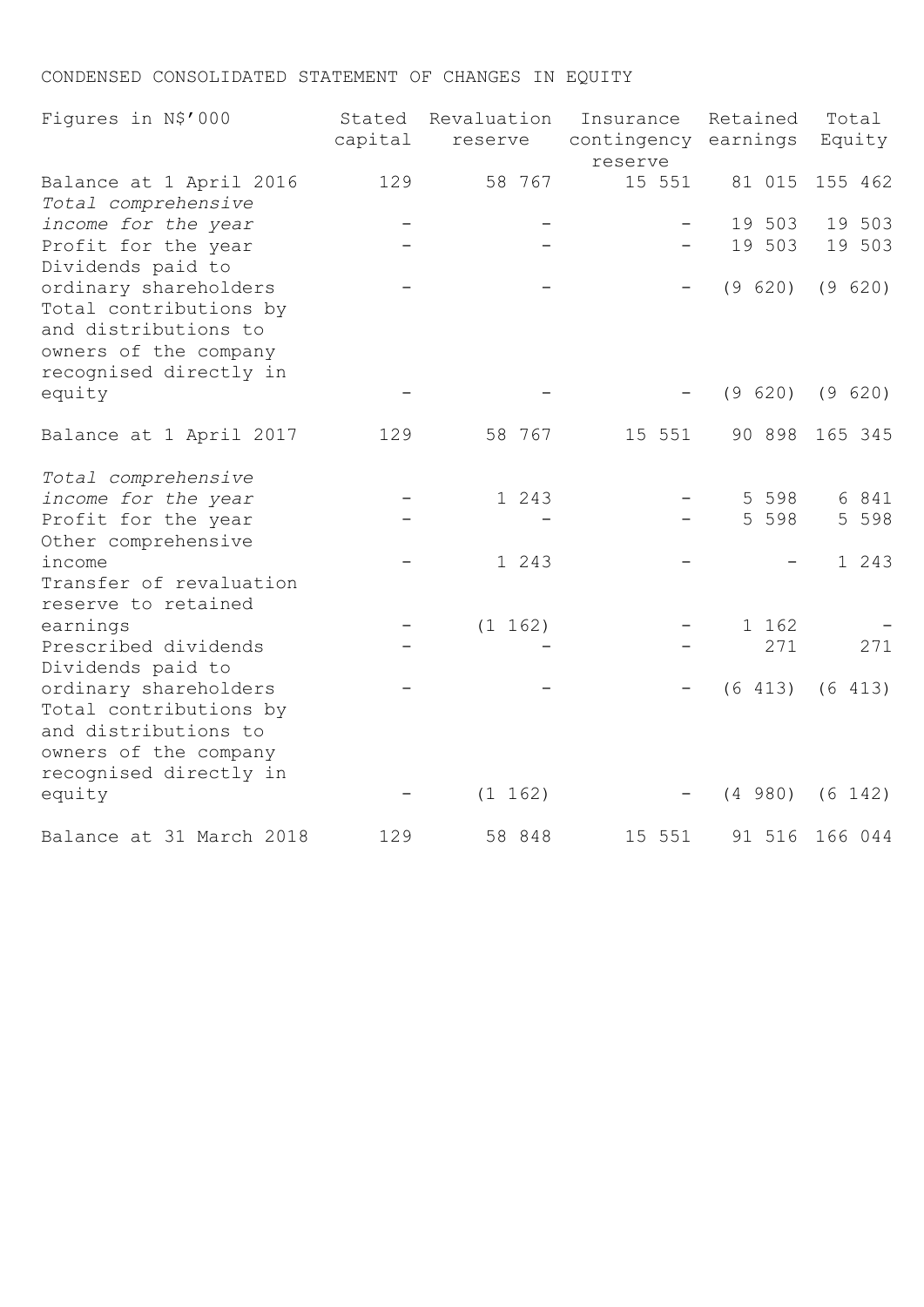CONDENSED CONSOLIDATED STATEMENT OF CHANGES IN EQUITY

| Figures in N$'000 | Stated capital | Revaluation reserve | Insurance contingency reserve | Retained earnings | Total Equity |
|---|---|---|---|---|---|
| Balance at 1 April 2016 | 129 | 58 767 | 15 551 | 81 015 | 155 462 |
| *Total comprehensive income for the year* | - | - | - | 19 503 | 19 503 |
| Profit for the year | - | - | - | 19 503 | 19 503 |
| Dividends paid to ordinary shareholders | - | - | - | (9 620) | (9 620) |
| Total contributions by and distributions to owners of the company recognised directly in equity | - | - | - | (9 620) | (9 620) |
| Balance at 1 April 2017 | 129 | 58 767 | 15 551 | 90 898 | 165 345 |
| *Total comprehensive income for the year* | - | 1 243 | - | 5 598 | 6 841 |
| Profit for the year | - | - | - | 5 598 | 5 598 |
| Other comprehensive income | - | 1 243 | - | - | 1 243 |
| Transfer of revaluation reserve to retained earnings | - | (1 162) | - | 1 162 | - |
| Prescribed dividends | - | - | - | 271 | 271 |
| Dividends paid to ordinary shareholders | - | - | - | (6 413) | (6 413) |
| Total contributions by and distributions to owners of the company recognised directly in equity | - | (1 162) | - | (4 980) | (6 142) |
| Balance at 31 March 2018 | 129 | 58 848 | 15 551 | 91 516 | 166 044 |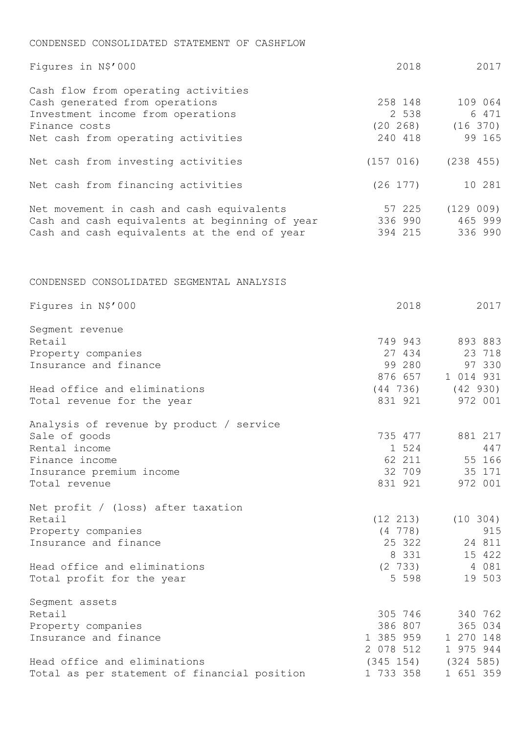## CONDENSED CONSOLIDATED STATEMENT OF CASHFLOW

| Figures in N$'000 | 2018 | 2017 |
|---|---|---|
| Cash flow from operating activities | | |
| Cash generated from operations | 258 148 | 109 064 |
| Investment income from operations | 2 538 | 6 471 |
| Finance costs | (20 268) | (16 370) |
| Net cash from operating activities | 240 418 | 99 165 |
| | | |
| Net cash from investing activities | (157 016) | (238 455) |
| | | |
| Net cash from financing activities | (26 177) | 10 281 |
| | | |
| Net movement in cash and cash equivalents | 57 225 | (129 009) |
| Cash and cash equivalents at beginning of year | 336 990 | 465 999 |
| Cash and cash equivalents at the end of year | 394 215 | 336 990 |

## CONDENSED CONSOLIDATED SEGMENTAL ANALYSIS

| Figures in N$'000 | 2018 | 2017 |
|---|---|---|
| Segment revenue | | |
| Retail | 749 943 | 893 883 |
| Property companies | 27 434 | 23 718 |
| Insurance and finance | 99 280 | 97 330 |
| | 876 657 | 1 014 931 |
| Head office and eliminations | (44 736) | (42 930) |
| Total revenue for the year | 831 921 | 972 001 |
| | | |
| Analysis of revenue by product / service | | |
| Sale of goods | 735 477 | 881 217 |
| Rental income | 1 524 | 447 |
| Finance income | 62 211 | 55 166 |
| Insurance premium income | 32 709 | 35 171 |
| Total revenue | 831 921 | 972 001 |
| | | |
| Net profit / (loss) after taxation | | |
| Retail | (12 213) | (10 304) |
| Property companies | (4 778) | 915 |
| Insurance and finance | 25 322 | 24 811 |
| | 8 331 | 15 422 |
| Head office and eliminations | (2 733) | 4 081 |
| Total profit for the year | 5 598 | 19 503 |
| | | |
| Segment assets | | |
| Retail | 305 746 | 340 762 |
| Property companies | 386 807 | 365 034 |
| Insurance and finance | 1 385 959 | 1 270 148 |
| | 2 078 512 | 1 975 944 |
| Head office and eliminations | (345 154) | (324 585) |
| Total as per statement of financial position | 1 733 358 | 1 651 359 |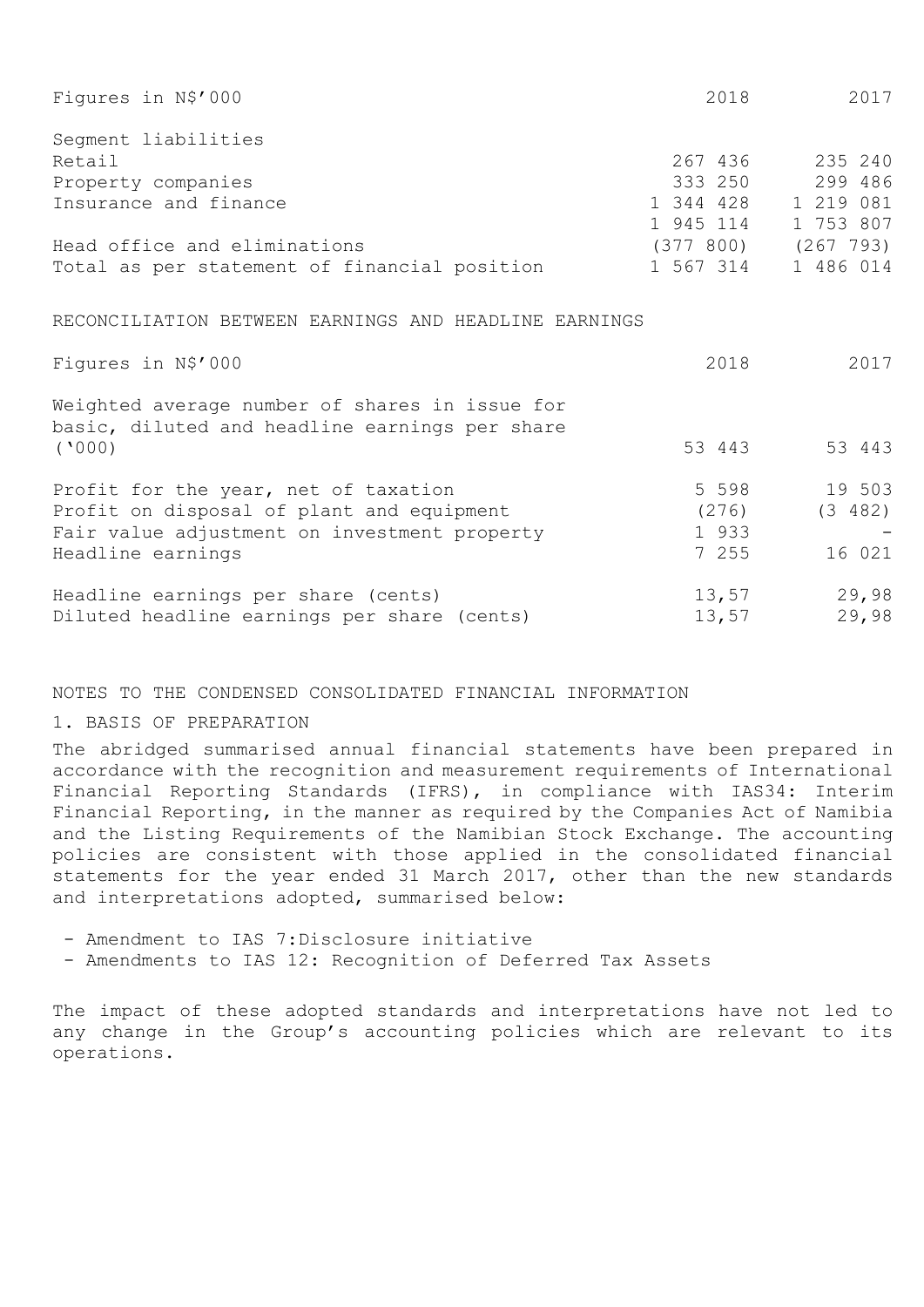| Figures in N$'000 | 2018 | 2017 |
|---|---|---|
| Segment liabilities | | |
| Retail | 267 436 | 235 240 |
| Property companies | 333 250 | 299 486 |
| Insurance and finance | 1 344 428 | 1 219 081 |
| | 1 945 114 | 1 753 807 |
| Head office and eliminations | (377 800) | (267 793) |
| Total as per statement of financial position | 1 567 314 | 1 486 014 |

## RECONCILIATION BETWEEN EARNINGS AND HEADLINE EARNINGS

| Figures in N$'000 | 2018 | 2017 |
|---|---|---|
| Weighted average number of shares in issue for basic, diluted and headline earnings per share ('000) | 53 443 | 53 443 |
| Profit for the year, net of taxation | 5 598 | 19 503 |
| Profit on disposal of plant and equipment | (276) | (3 482) |
| Fair value adjustment on investment property | 1 933 | - |
| Headline earnings | 7 255 | 16 021 |
| Headline earnings per share (cents) | 13,57 | 29,98 |
| Diluted headline earnings per share (cents) | 13,57 | 29,98 |

## NOTES TO THE CONDENSED CONSOLIDATED FINANCIAL INFORMATION

### 1. BASIS OF PREPARATION

The abridged summarised annual financial statements have been prepared in accordance with the recognition and measurement requirements of International Financial Reporting Standards (IFRS), in compliance with IAS34: Interim Financial Reporting, in the manner as required by the Companies Act of Namibia and the Listing Requirements of the Namibian Stock Exchange. The accounting policies are consistent with those applied in the consolidated financial statements for the year ended 31 March 2017, other than the new standards and interpretations adopted, summarised below:

- Amendment to IAS 7:Disclosure initiative
- Amendments to IAS 12: Recognition of Deferred Tax Assets

The impact of these adopted standards and interpretations have not led to any change in the Group's accounting policies which are relevant to its operations.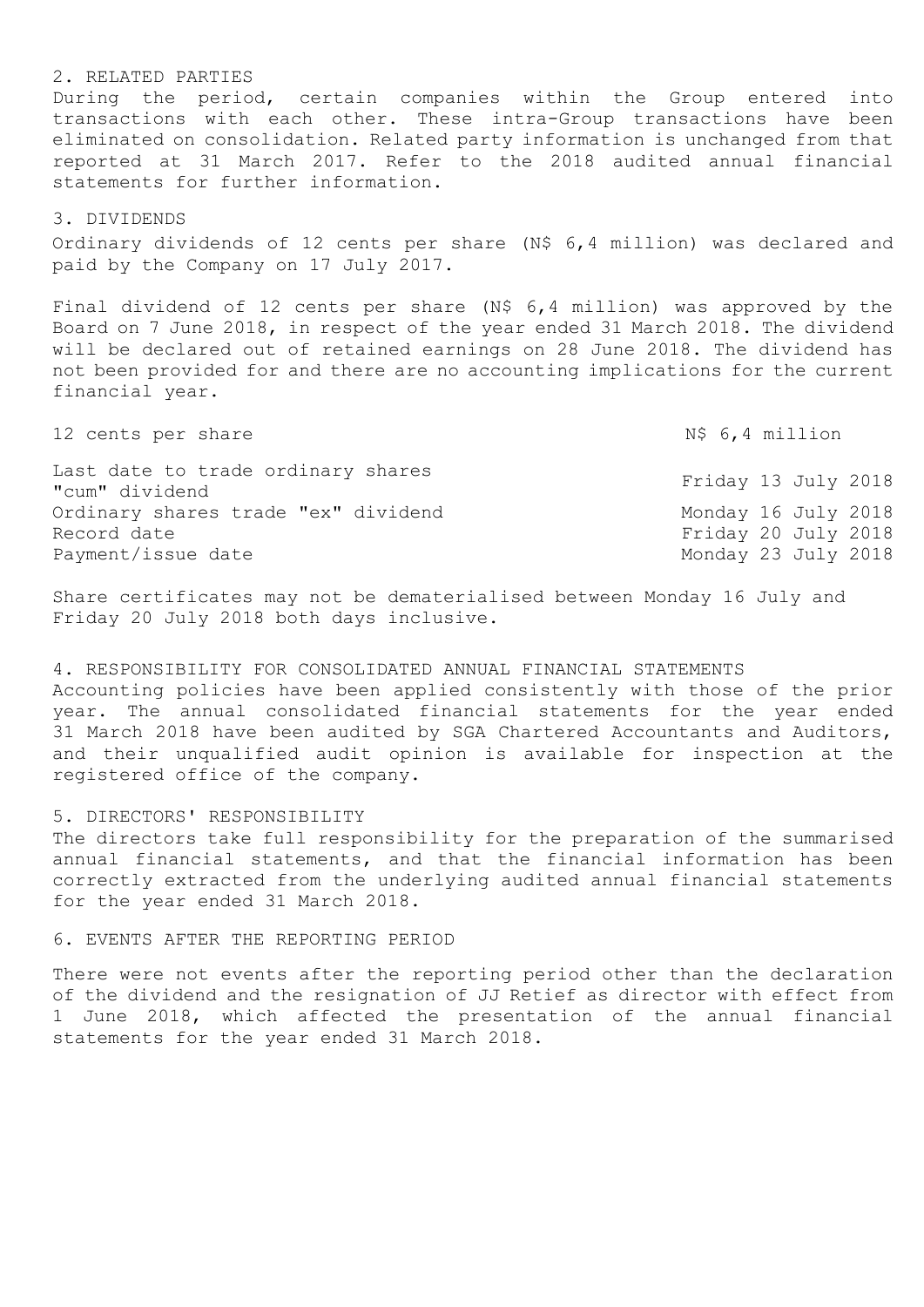## 2. RELATED PARTIES

During the period, certain companies within the Group entered into transactions with each other. These intra-Group transactions have been eliminated on consolidation. Related party information is unchanged from that reported at 31 March 2017. Refer to the 2018 audited annual financial statements for further information.

## 3. DIVIDENDS

Ordinary dividends of 12 cents per share (N$ 6,4 million) was declared and paid by the Company on 17 July 2017.

Final dividend of 12 cents per share (N$ 6,4 million) was approved by the Board on 7 June 2018, in respect of the year ended 31 March 2018. The dividend will be declared out of retained earnings on 28 June 2018. The dividend has not been provided for and there are no accounting implications for the current financial year.

| 12 cents per share | N$ 6,4 million |
|---|---|
| Last date to trade ordinary shares "cum" dividend | Friday 13 July 2018 |
| Ordinary shares trade "ex" dividend | Monday 16 July 2018 |
| Record date | Friday 20 July 2018 |
| Payment/issue date | Monday 23 July 2018 |

Share certificates may not be dematerialised between Monday 16 July and Friday 20 July 2018 both days inclusive.

## 4. RESPONSIBILITY FOR CONSOLIDATED ANNUAL FINANCIAL STATEMENTS

Accounting policies have been applied consistently with those of the prior year. The annual consolidated financial statements for the year ended 31 March 2018 have been audited by SGA Chartered Accountants and Auditors, and their unqualified audit opinion is available for inspection at the registered office of the company.

## 5. DIRECTORS' RESPONSIBILITY

The directors take full responsibility for the preparation of the summarised annual financial statements, and that the financial information has been correctly extracted from the underlying audited annual financial statements for the year ended 31 March 2018.

## 6. EVENTS AFTER THE REPORTING PERIOD

There were not events after the reporting period other than the declaration of the dividend and the resignation of JJ Retief as director with effect from 1 June 2018, which affected the presentation of the annual financial statements for the year ended 31 March 2018.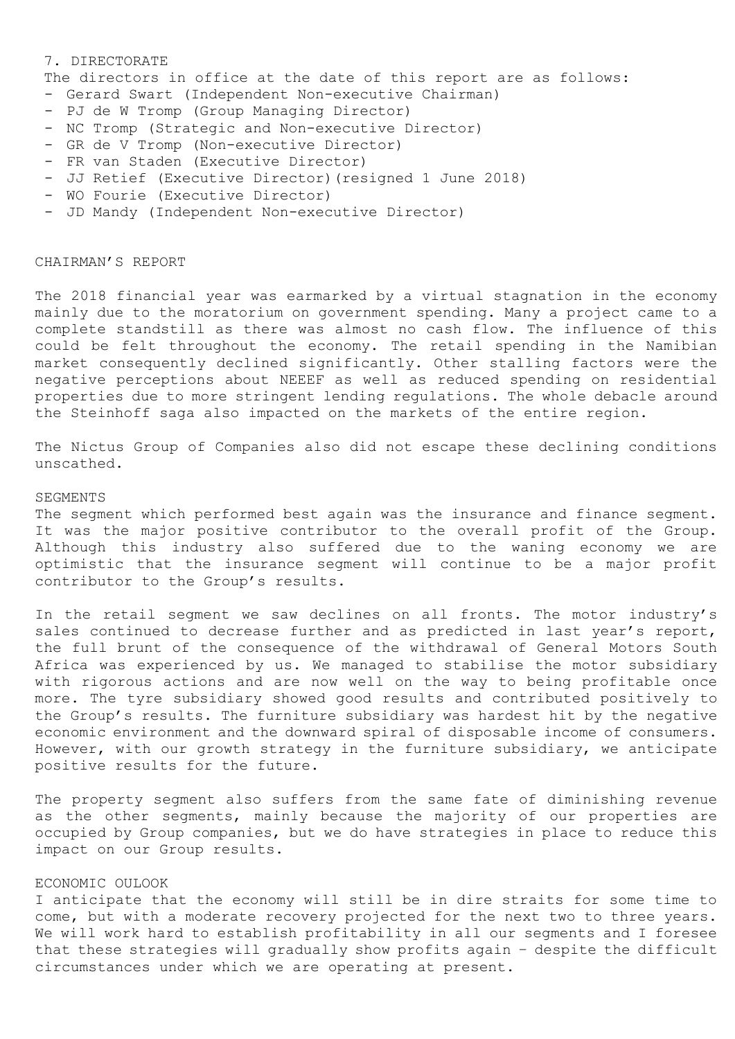## 7. DIRECTORATE

The directors in office at the date of this report are as follows:

- Gerard Swart (Independent Non-executive Chairman)
- PJ de W Tromp (Group Managing Director)
- NC Tromp (Strategic and Non-executive Director)
- GR de V Tromp (Non-executive Director)
- FR van Staden (Executive Director)
- JJ Retief (Executive Director)(resigned 1 June 2018)
- WO Fourie (Executive Director)
- JD Mandy (Independent Non-executive Director)

## CHAIRMAN'S REPORT

The 2018 financial year was earmarked by a virtual stagnation in the economy mainly due to the moratorium on government spending. Many a project came to a complete standstill as there was almost no cash flow. The influence of this could be felt throughout the economy. The retail spending in the Namibian market consequently declined significantly. Other stalling factors were the negative perceptions about NEEEF as well as reduced spending on residential properties due to more stringent lending regulations. The whole debacle around the Steinhoff saga also impacted on the markets of the entire region.

The Nictus Group of Companies also did not escape these declining conditions unscathed.

### SEGMENTS

The segment which performed best again was the insurance and finance segment. It was the major positive contributor to the overall profit of the Group. Although this industry also suffered due to the waning economy we are optimistic that the insurance segment will continue to be a major profit contributor to the Group's results.

In the retail segment we saw declines on all fronts. The motor industry's sales continued to decrease further and as predicted in last year's report, the full brunt of the consequence of the withdrawal of General Motors South Africa was experienced by us. We managed to stabilise the motor subsidiary with rigorous actions and are now well on the way to being profitable once more. The tyre subsidiary showed good results and contributed positively to the Group's results. The furniture subsidiary was hardest hit by the negative economic environment and the downward spiral of disposable income of consumers. However, with our growth strategy in the furniture subsidiary, we anticipate positive results for the future.

The property segment also suffers from the same fate of diminishing revenue as the other segments, mainly because the majority of our properties are occupied by Group companies, but we do have strategies in place to reduce this impact on our Group results.

### ECONOMIC OULOOK

I anticipate that the economy will still be in dire straits for some time to come, but with a moderate recovery projected for the next two to three years. We will work hard to establish profitability in all our segments and I foresee that these strategies will gradually show profits again – despite the difficult circumstances under which we are operating at present.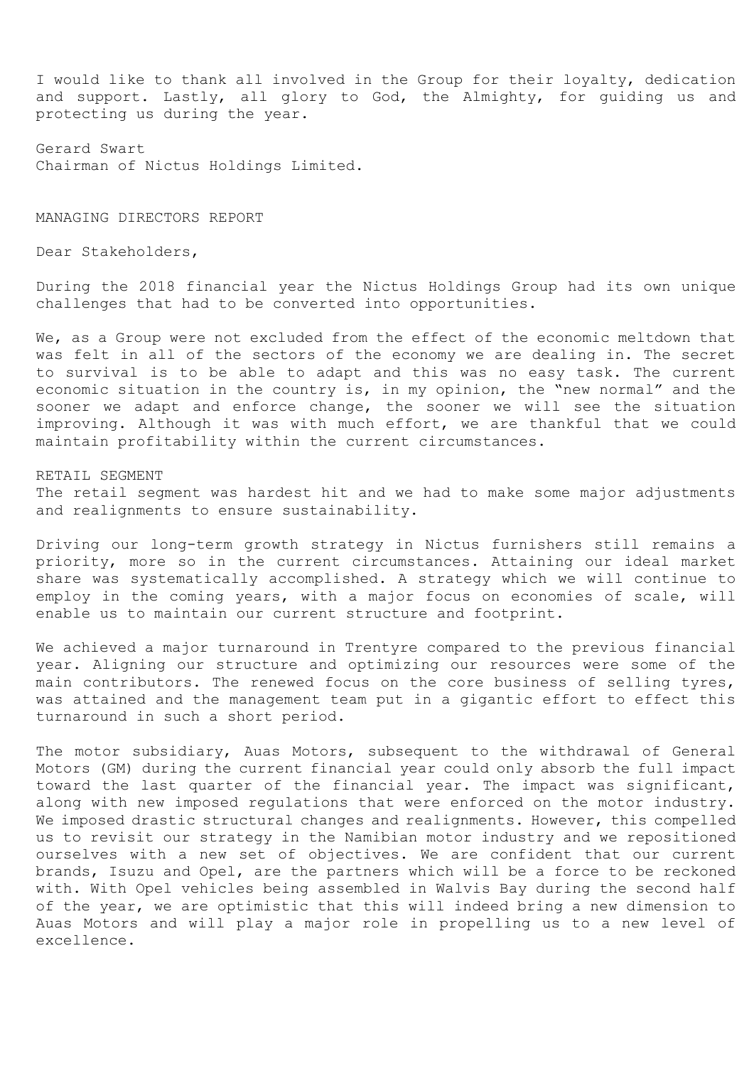I would like to thank all involved in the Group for their loyalty, dedication and support. Lastly, all glory to God, the Almighty, for guiding us and protecting us during the year.

Gerard Swart
Chairman of Nictus Holdings Limited.

## MANAGING DIRECTORS REPORT

Dear Stakeholders,

During the 2018 financial year the Nictus Holdings Group had its own unique challenges that had to be converted into opportunities.

We, as a Group were not excluded from the effect of the economic meltdown that was felt in all of the sectors of the economy we are dealing in. The secret to survival is to be able to adapt and this was no easy task. The current economic situation in the country is, in my opinion, the "new normal" and the sooner we adapt and enforce change, the sooner we will see the situation improving. Although it was with much effort, we are thankful that we could maintain profitability within the current circumstances.

### RETAIL SEGMENT

The retail segment was hardest hit and we had to make some major adjustments and realignments to ensure sustainability.

Driving our long-term growth strategy in Nictus furnishers still remains a priority, more so in the current circumstances. Attaining our ideal market share was systematically accomplished. A strategy which we will continue to employ in the coming years, with a major focus on economies of scale, will enable us to maintain our current structure and footprint.

We achieved a major turnaround in Trentyre compared to the previous financial year. Aligning our structure and optimizing our resources were some of the main contributors. The renewed focus on the core business of selling tyres, was attained and the management team put in a gigantic effort to effect this turnaround in such a short period.

The motor subsidiary, Auas Motors, subsequent to the withdrawal of General Motors (GM) during the current financial year could only absorb the full impact toward the last quarter of the financial year. The impact was significant, along with new imposed regulations that were enforced on the motor industry. We imposed drastic structural changes and realignments. However, this compelled us to revisit our strategy in the Namibian motor industry and we repositioned ourselves with a new set of objectives. We are confident that our current brands, Isuzu and Opel, are the partners which will be a force to be reckoned with. With Opel vehicles being assembled in Walvis Bay during the second half of the year, we are optimistic that this will indeed bring a new dimension to Auas Motors and will play a major role in propelling us to a new level of excellence.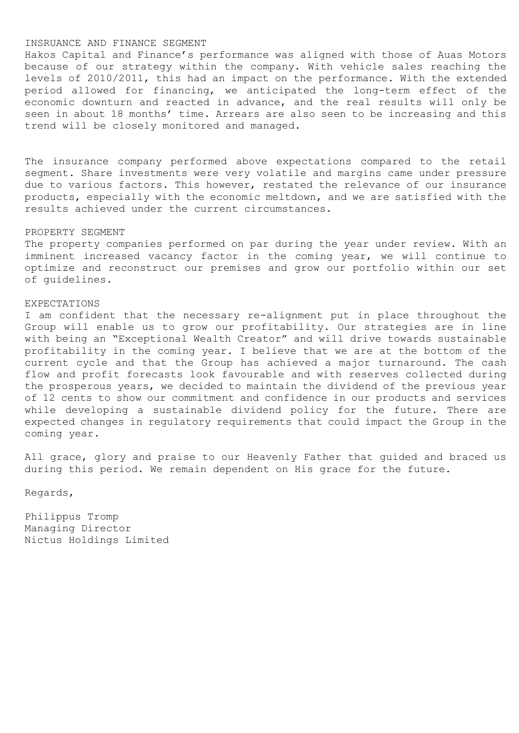## INSRUANCE AND FINANCE SEGMENT

Hakos Capital and Finance's performance was aligned with those of Auas Motors because of our strategy within the company. With vehicle sales reaching the levels of 2010/2011, this had an impact on the performance. With the extended period allowed for financing, we anticipated the long-term effect of the economic downturn and reacted in advance, and the real results will only be seen in about 18 months' time. Arrears are also seen to be increasing and this trend will be closely monitored and managed.

The insurance company performed above expectations compared to the retail segment. Share investments were very volatile and margins came under pressure due to various factors. This however, restated the relevance of our insurance products, especially with the economic meltdown, and we are satisfied with the results achieved under the current circumstances.

## PROPERTY SEGMENT

The property companies performed on par during the year under review. With an imminent increased vacancy factor in the coming year, we will continue to optimize and reconstruct our premises and grow our portfolio within our set of guidelines.

## EXPECTATIONS

I am confident that the necessary re-alignment put in place throughout the Group will enable us to grow our profitability. Our strategies are in line with being an "Exceptional Wealth Creator" and will drive towards sustainable profitability in the coming year. I believe that we are at the bottom of the current cycle and that the Group has achieved a major turnaround. The cash flow and profit forecasts look favourable and with reserves collected during the prosperous years, we decided to maintain the dividend of the previous year of 12 cents to show our commitment and confidence in our products and services while developing a sustainable dividend policy for the future. There are expected changes in regulatory requirements that could impact the Group in the coming year.

All grace, glory and praise to our Heavenly Father that guided and braced us during this period. We remain dependent on His grace for the future.

Regards,

Philippus Tromp
Managing Director
Nictus Holdings Limited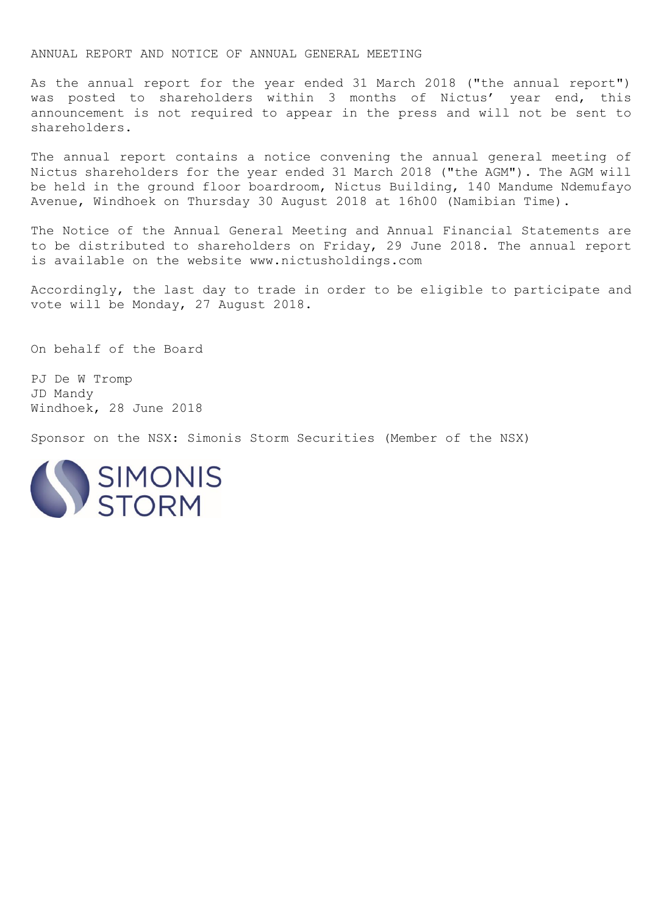ANNUAL REPORT AND NOTICE OF ANNUAL GENERAL MEETING

As the annual report for the year ended 31 March 2018 ("the annual report") was posted to shareholders within 3 months of Nictus' year end, this announcement is not required to appear in the press and will not be sent to shareholders.

The annual report contains a notice convening the annual general meeting of Nictus shareholders for the year ended 31 March 2018 ("the AGM"). The AGM will be held in the ground floor boardroom, Nictus Building, 140 Mandume Ndemufayo Avenue, Windhoek on Thursday 30 August 2018 at 16h00 (Namibian Time).

The Notice of the Annual General Meeting and Annual Financial Statements are to be distributed to shareholders on Friday, 29 June 2018. The annual report is available on the website www.nictusholdings.com

Accordingly, the last day to trade in order to be eligible to participate and vote will be Monday, 27 August 2018.

On behalf of the Board

PJ De W Tromp
JD Mandy
Windhoek, 28 June 2018

Sponsor on the NSX: Simonis Storm Securities (Member of the NSX)

SIMONIS STORM